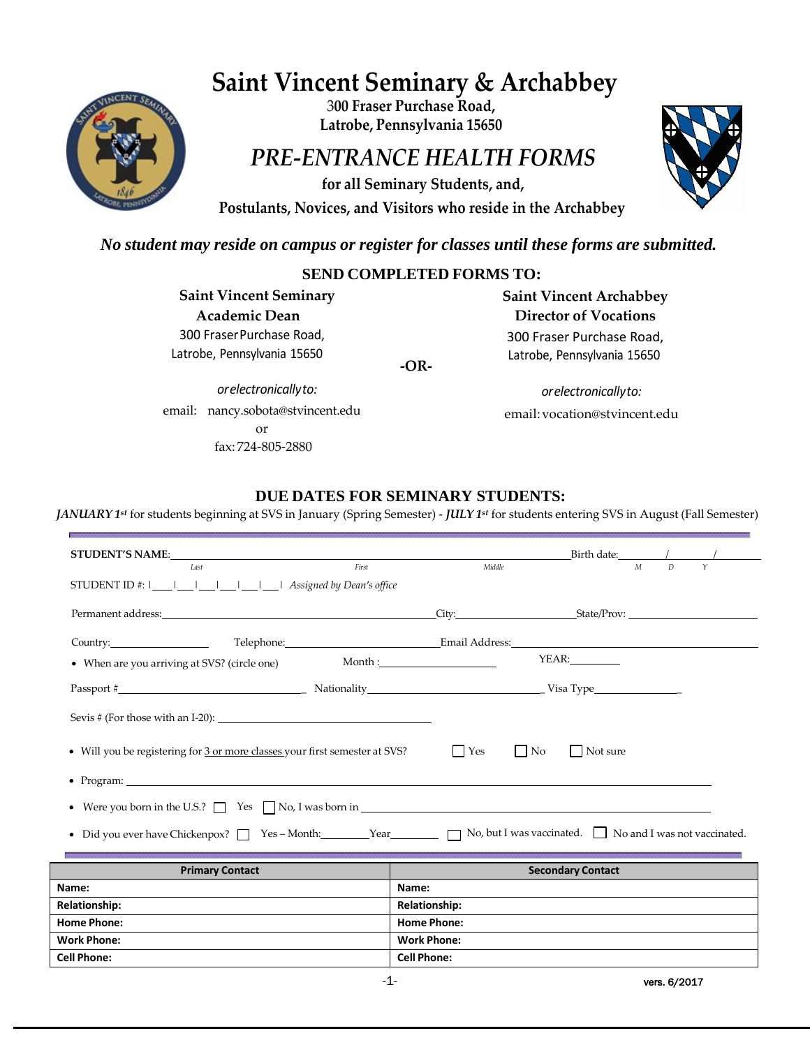# Saint Vincent Seminary & Archabbey

300 Fraser Purchase Road,
Latrobe, Pennsylvania 15650

## *PRE-ENTRANCE HEALTH FORMS*

for all Seminary Students, and,
Postulants, Novices, and Visitors who reside in the Archabbey

***No student may reside on campus or register for classes until these forms are submitted.***

### SEND COMPLETED FORMS TO:

**Saint Vincent Seminary**
**Academic Dean**
300 Fraser Purchase Road,
Latrobe, Pennsylvania 15650

*or electronically to:*

email: nancy.sobota@stvincent.edu
or
fax: 724-805-2880

**-OR-**

**Saint Vincent Archabbey**
**Director of Vocations**
300 Fraser Purchase Road,
Latrobe, Pennsylvania 15650

*or electronically to:*

email: vocation@stvincent.edu

### DUE DATES FOR SEMINARY STUDENTS:

***JANUARY 1st*** for students beginning at SVS in January (Spring Semester) - ***JULY 1st*** for students entering SVS in August (Fall Semester)

---

**STUDENT'S NAME:** ______________________________ Birth date: ____/____/____
*Last* *First* *Middle* *M D Y*

STUDENT ID #: |___|___|___|___|___|___|___| *Assigned by Dean's office*

Permanent address: ______________________ City: ______________ State/Prov: ______________

Country: ____________ Telephone: ______________ Email Address: ______________________

- When are you arriving at SVS? (circle one) Month: ______________ YEAR: ________

Passport # ______________________ Nationality ______________________ Visa Type ______________

Sevis # (For those with an I-20): ______________________

- Will you be registering for <u>3 or more classes</u> your first semester at SVS? ☐ Yes ☐ No ☐ Not sure
- Program: ______________________________________________
- Were you born in the U.S.? ☐ Yes ☐ No, I was born in ______________________
- Did you ever have Chickenpox? ☐ Yes – Month: ________ Year ________ ☐ No, but I was vaccinated. ☐ No and I was not vaccinated.

---

| Primary Contact | Secondary Contact |
|---|---|
| **Name:** | **Name:** |
| **Relationship:** | **Relationship:** |
| **Home Phone:** | **Home Phone:** |
| **Work Phone:** | **Work Phone:** |
| **Cell Phone:** | **Cell Phone:** |

vers. 6/2017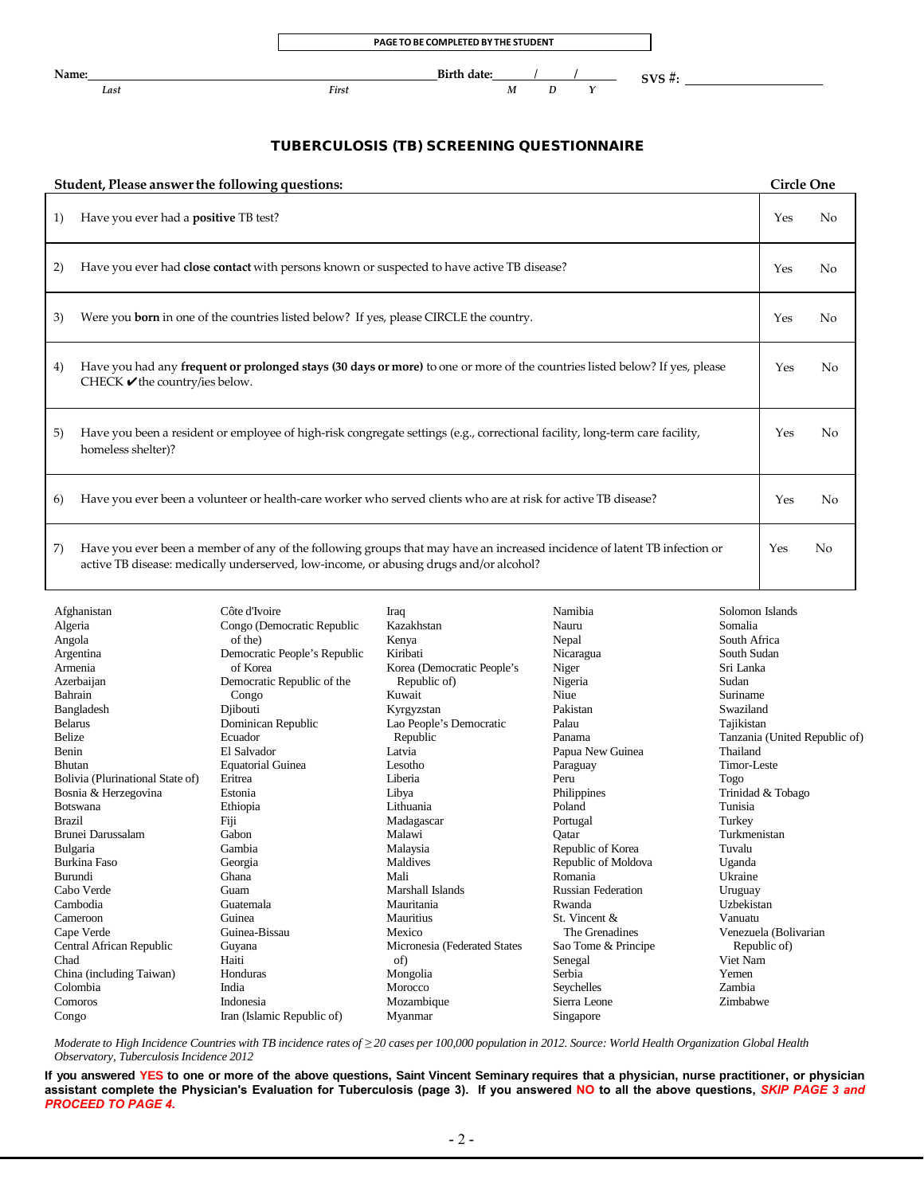**PAGE TO BE COMPLETED BY THE STUDENT**

**Name:**\_\_\_\_\_\_\_\_\_\_\_\_\_\_\_\_\_\_\_\_\_\_\_\_\_\_\_\_\_\_\_\_\_\_\_\_\_\_\_\_ **Birth date:**\_\_\_\_/\_\_\_\_/\_\_\_\_ **SVS #:** \_\_\_\_\_\_\_\_\_\_\_\_\_\_\_\_

*Last* *First* *M D Y*

## TUBERCULOSIS (TB) SCREENING QUESTIONNAIRE

| **Student, Please answer the following questions:** | **Circle One** |
|---|---|
| 1) Have you ever had a **positive** TB test? | Yes No |
| 2) Have you ever had **close contact** with persons known or suspected to have active TB disease? | Yes No |
| 3) Were you **born** in one of the countries listed below? If yes, please CIRCLE the country. | Yes No |
| 4) Have you had any **frequent or prolonged stays (30 days or more)** to one or more of the countries listed below? If yes, please CHECK ✔ the country/ies below. | Yes No |
| 5) Have you been a resident or employee of high-risk congregate settings (e.g., correctional facility, long-term care facility, homeless shelter)? | Yes No |
| 6) Have you ever been a volunteer or health-care worker who served clients who are at risk for active TB disease? | Yes No |
| 7) Have you ever been a member of any of the following groups that may have an increased incidence of latent TB infection or active TB disease: medically underserved, low-income, or abusing drugs and/or alcohol? | Yes No |

Afghanistan
Algeria
Angola
Argentina
Armenia
Azerbaijan
Bahrain
Bangladesh
Belarus
Belize
Benin
Bhutan
Bolivia (Plurinational State of)
Bosnia & Herzegovina
Botswana
Brazil
Brunei Darussalam
Bulgaria
Burkina Faso
Burundi
Cabo Verde
Cambodia
Cameroon
Cape Verde
Central African Republic
Chad
China (including Taiwan)
Colombia
Comoros
Congo
Côte d'Ivoire
Congo (Democratic Republic of the)
Democratic People's Republic of Korea
Democratic Republic of the Congo
Djibouti
Dominican Republic
Ecuador
El Salvador
Equatorial Guinea
Eritrea
Estonia
Ethiopia
Fiji
Gabon
Gambia
Georgia
Ghana
Guam
Guatemala
Guinea
Guinea-Bissau
Guyana
Haiti
Honduras
India
Indonesia
Iran (Islamic Republic of)
Iraq
Kazakhstan
Kenya
Kiribati
Korea (Democratic People's Republic of)
Kuwait
Kyrgyzstan
Lao People's Democratic Republic
Latvia
Lesotho
Liberia
Libya
Lithuania
Madagascar
Malawi
Malaysia
Maldives
Mali
Marshall Islands
Mauritania
Mauritius
Mexico
Micronesia (Federated States of)
Mongolia
Morocco
Mozambique
Myanmar
Namibia
Nauru
Nepal
Nicaragua
Niger
Nigeria
Niue
Pakistan
Palau
Panama
Papua New Guinea
Paraguay
Peru
Philippines
Poland
Portugal
Qatar
Republic of Korea
Republic of Moldova
Romania
Russian Federation
Rwanda
St. Vincent & The Grenadines
Sao Tome & Principe
Senegal
Serbia
Seychelles
Sierra Leone
Singapore
Solomon Islands
Somalia
South Africa
South Sudan
Sri Lanka
Sudan
Suriname
Swaziland
Tajikistan
Tanzania (United Republic of)
Thailand
Timor-Leste
Togo
Trinidad & Tobago
Tunisia
Turkey
Turkmenistan
Tuvalu
Uganda
Ukraine
Uruguay
Uzbekistan
Vanuatu
Venezuela (Bolivarian Republic of)
Viet Nam
Yemen
Zambia
Zimbabwe

*Moderate to High Incidence Countries with TB incidence rates of $\geq 20$ cases per 100,000 population in 2012. Source: World Health Organization Global Health Observatory, Tuberculosis Incidence 2012*

**If you answered YES to one or more of the above questions, Saint Vincent Seminary requires that a physician, nurse practitioner, or physician assistant complete the Physician's Evaluation for Tuberculosis (page 3). If you answered NO to all the above questions, *SKIP PAGE 3 and PROCEED TO PAGE 4.***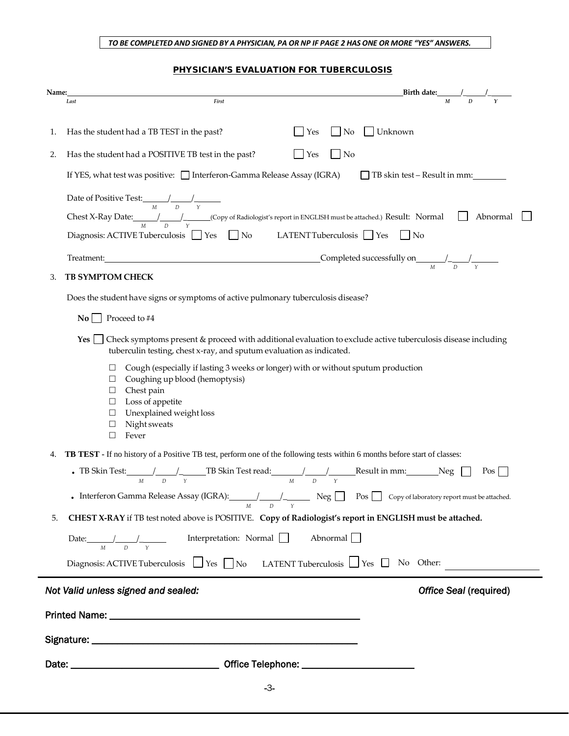*TO BE COMPLETED AND SIGNED BY A PHYSICIAN, PA OR NP IF PAGE 2 HAS ONE OR MORE "YES" ANSWERS.*

## PHYSICIAN'S EVALUATION FOR TUBERCULOSIS

**Name:** ______________________________ (Last) ______________________________ (First) **Birth date:** ____/____/____ (M D Y)

1. Has the student had a TB TEST in the past? ☐ Yes ☐ No ☐ Unknown

2. Has the student had a POSITIVE TB test in the past? ☐ Yes ☐ No

   If YES, what test was positive: ☐ Interferon-Gamma Release Assay (IGRA) ☐ TB skin test – Result in mm:________

   Date of Positive Test: ____/____/____ (M D Y)

   Chest X-Ray Date: ____/____/____ (M D Y) (Copy of Radiologist's report in ENGLISH must be attached.) Result: Normal ☐ Abnormal ☐

   Diagnosis: ACTIVE Tuberculosis ☐ Yes ☐ No LATENT Tuberculosis ☐ Yes ☐ No

   Treatment:______________________________ Completed successfully on ____/____/____ (M D Y)

3. **TB SYMPTOM CHECK**

   Does the student have signs or symptoms of active pulmonary tuberculosis disease?

   **No** ☐ Proceed to #4

   **Yes** ☐ Check symptoms present & proceed with additional evaluation to exclude active tuberculosis disease including tuberculin testing, chest x-ray, and sputum evaluation as indicated.

   - ☐ Cough (especially if lasting 3 weeks or longer) with or without sputum production
   - ☐ Coughing up blood (hemoptysis)
   - ☐ Chest pain
   - ☐ Loss of appetite
   - ☐ Unexplained weight loss
   - ☐ Night sweats
   - ☐ Fever

4. **TB TEST -** If no history of a Positive TB test, perform one of the following tests within 6 months before start of classes:

   - TB Skin Test: ____/____/____ (M D Y) TB Skin Test read: ____/____/____ (M D Y) Result in mm:________ Neg ☐ Pos ☐
   - Interferon Gamma Release Assay (IGRA): ____/____/____ (M D Y) Neg ☐ Pos ☐ Copy of laboratory report must be attached.

5. **CHEST X-RAY** if TB test noted above is POSITIVE. **Copy of Radiologist's report in ENGLISH must be attached.**

   Date: ____/____/____ (M D Y) Interpretation: Normal ☐ Abnormal ☐

   Diagnosis: ACTIVE Tuberculosis ☐ Yes ☐ No LATENT Tuberculosis ☐ Yes ☐ No Other: ____________

---

*Not Valid unless signed and sealed:* *Office Seal* (required)

Printed Name: ______________________________

Signature: ______________________________

Date: ____________________ Office Telephone: ____________________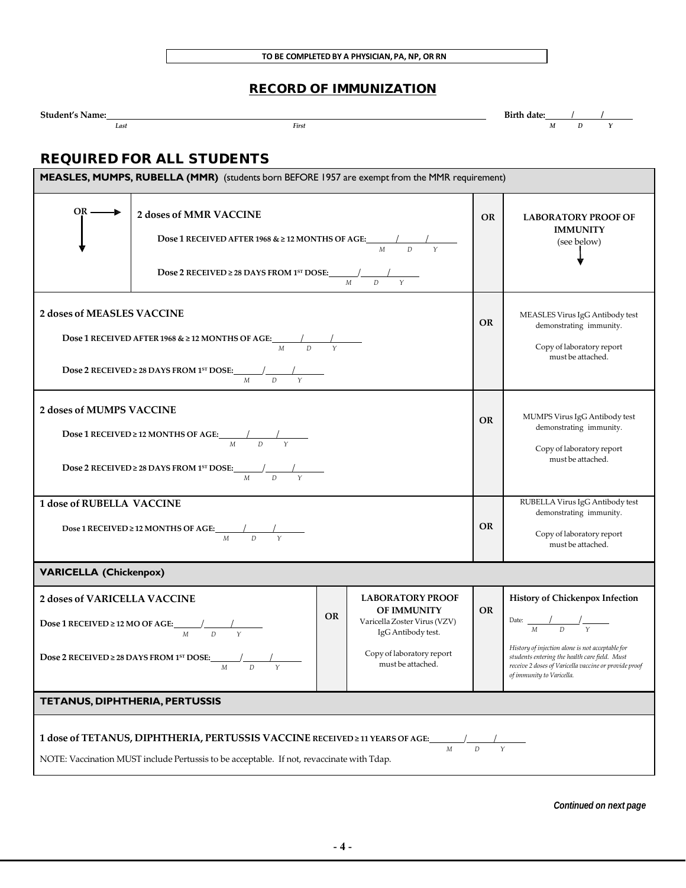**TO BE COMPLETED BY A PHYSICIAN, PA, NP, OR RN**

## RECORD OF IMMUNIZATION

**Student's Name:** ______________________________ ______________________________ **Birth date:** ____/____/____
*Last* *First* *M D Y*

## REQUIRED FOR ALL STUDENTS

**MEASLES, MUMPS, RUBELLA (MMR)** (students born BEFORE 1957 are exempt from the MMR requirement)

| | | | |
|---|---|---|---|
| OR → / ↓ | **2 doses of MMR VACCINE**<br>**Dose 1 RECEIVED AFTER 1968 & ≥ 12 MONTHS OF AGE:** ____/____/____ (M D Y)<br>**Dose 2 RECEIVED ≥ 28 DAYS FROM 1ST DOSE:** ____/____/____ (M D Y) | **OR** | **LABORATORY PROOF OF IMMUNITY** (see below) ↓ |
| **2 doses of MEASLES VACCINE**<br>**Dose 1 RECEIVED AFTER 1968 & ≥ 12 MONTHS OF AGE:** ____/____/____ (M D Y)<br>**Dose 2 RECEIVED ≥ 28 DAYS FROM 1ST DOSE:** ____/____/____ (M D Y) | | **OR** | MEASLES Virus IgG Antibody test demonstrating immunity.<br>Copy of laboratory report must be attached. |
| **2 doses of MUMPS VACCINE**<br>**Dose 1 RECEIVED ≥ 12 MONTHS OF AGE:** ____/____/____ (M D Y)<br>**Dose 2 RECEIVED ≥ 28 DAYS FROM 1ST DOSE:** ____/____/____ (M D Y) | | **OR** | MUMPS Virus IgG Antibody test demonstrating immunity.<br>Copy of laboratory report must be attached. |
| **1 dose of RUBELLA VACCINE**<br>**Dose 1 RECEIVED ≥ 12 MONTHS OF AGE:** ____/____/____ (M D Y) | | **OR** | RUBELLA Virus IgG Antibody test demonstrating immunity.<br>Copy of laboratory report must be attached. |

**VARICELLA (Chickenpox)**

| | | | | |
|---|---|---|---|---|
| **2 doses of VARICELLA VACCINE**<br>**Dose 1 RECEIVED ≥ 12 MO OF AGE:** ____/____/____ (M D Y)<br>**Dose 2 RECEIVED ≥ 28 DAYS FROM 1ST DOSE:** ____/____/____ (M D Y) | **OR** | **LABORATORY PROOF OF IMMUNITY**<br>Varicella Zoster Virus (VZV) IgG Antibody test.<br>Copy of laboratory report must be attached. | **OR** | **History of Chickenpox Infection**<br>Date: ____/____/____ (M D Y)<br>*History of injection alone is not acceptable for students entering the health care field. Must receive 2 doses of Varicella vaccine or provide proof of immunity to Varicella.* |

**TETANUS, DIPHTHERIA, PERTUSSIS**

**1 dose of TETANUS, DIPHTHERIA, PERTUSSIS VACCINE RECEIVED ≥ 11 YEARS OF AGE:** ____/____/____ (M D Y)

NOTE: Vaccination MUST include Pertussis to be acceptable. If not, revaccinate with Tdap.

*Continued on next page*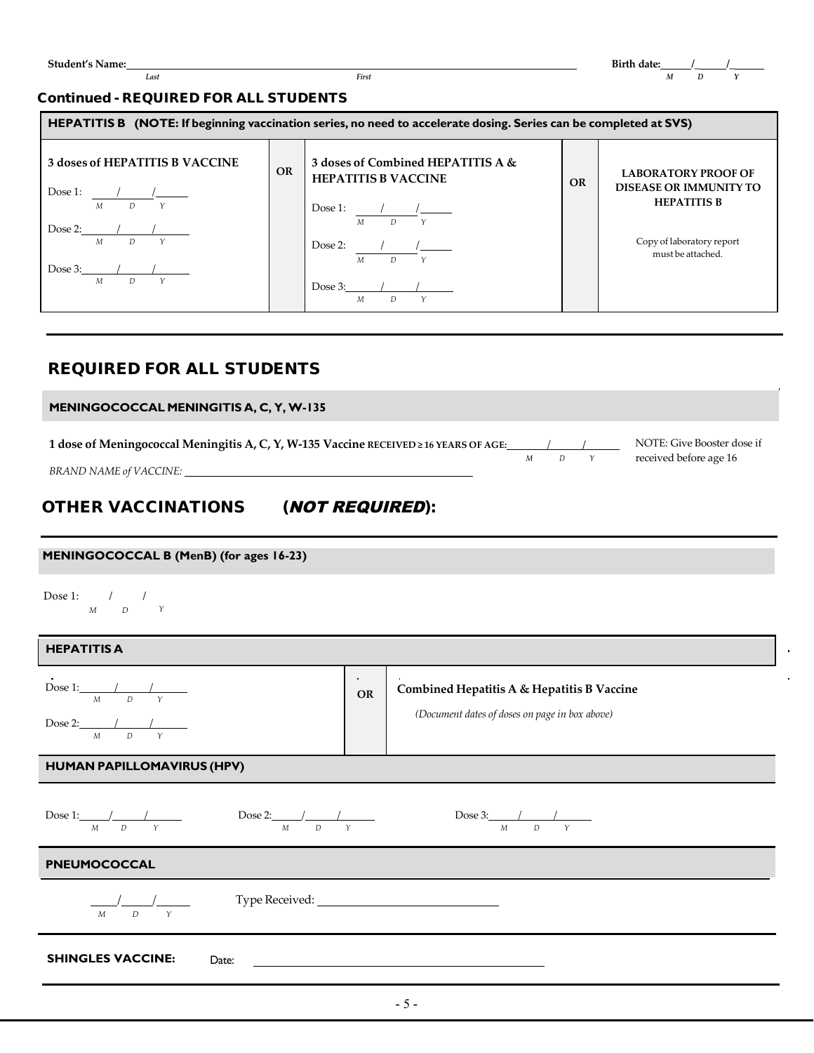**Student's Name:** ______________________________ ______________________________ **Birth date:** ____/____/____
*Last* *First* *M D Y*

### Continued - REQUIRED FOR ALL STUDENTS

| HEPATITIS B (NOTE: If beginning vaccination series, no need to accelerate dosing. Series can be completed at SVS) | | | | |
|---|---|---|---|---|
| **3 doses of HEPATITIS B VACCINE**<br><br>Dose 1: ____/____/____ (M D Y)<br><br>Dose 2: ____/____/____ (M D Y)<br><br>Dose 3: ____/____/____ (M D Y) | **OR** | **3 doses of Combined HEPATITIS A & HEPATITIS B VACCINE**<br><br>Dose 1: ____/____/____ (M D Y)<br><br>Dose 2: ____/____/____ (M D Y)<br><br>Dose 3: ____/____/____ (M D Y) | **OR** | **LABORATORY PROOF OF DISEASE OR IMMUNITY TO HEPATITIS B**<br><br>Copy of laboratory report must be attached. |

## REQUIRED FOR ALL STUDENTS

### MENINGOCOCCAL MENINGITIS A, C, Y, W-135

**1 dose of Meningococcal Meningitis A, C, Y, W-135 Vaccine** RECEIVED ≥ 16 YEARS OF AGE: ____/____/____ (M D Y)

NOTE: Give Booster dose if received before age 16

*BRAND NAME of VACCINE:* ______________________________

## OTHER VACCINATIONS (*NOT REQUIRED*):

### MENINGOCOCCAL B (MenB) (for ages 16-23)

Dose 1: ____/____/____ (M D Y)

### HEPATITIS A

| | | |
|---|---|---|
| Dose 1: ____/____/____ (M D Y)<br><br>Dose 2: ____/____/____ (M D Y) | **OR** | **Combined Hepatitis A & Hepatitis B Vaccine**<br><br>*(Document dates of doses on page in box above)* |

### HUMAN PAPILLOMAVIRUS (HPV)

Dose 1: ____/____/____ (M D Y) Dose 2: ____/____/____ (M D Y) Dose 3: ____/____/____ (M D Y)

### PNEUMOCOCCAL

____/____/____ (M D Y) Type Received: ______________________________

**SHINGLES VACCINE:** Date: ______________________________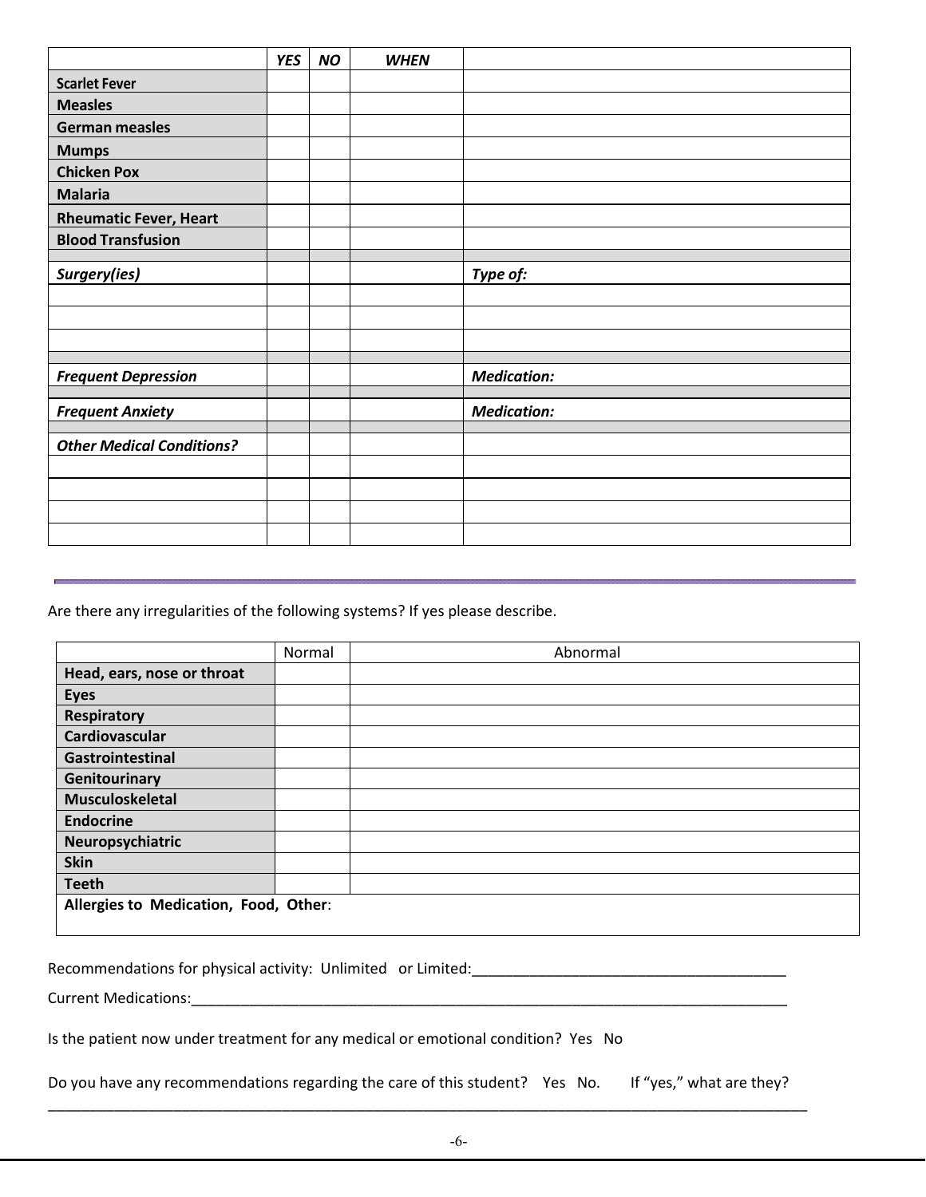| | ***YES*** | ***NO*** | ***WHEN*** | |
|---|---|---|---|---|
| **Scarlet Fever** | | | | |
| **Measles** | | | | |
| **German measles** | | | | |
| **Mumps** | | | | |
| **Chicken Pox** | | | | |
| **Malaria** | | | | |
| **Rheumatic Fever, Heart** | | | | |
| **Blood Transfusion** | | | | |
| | | | | |
| ***Surgery(ies)*** | | | | ***Type of:*** |
| | | | | |
| | | | | |
| | | | | |
| | | | | |
| ***Frequent Depression*** | | | | ***Medication:*** |
| | | | | |
| ***Frequent Anxiety*** | | | | ***Medication:*** |
| | | | | |
| ***Other Medical Conditions?*** | | | | |
| | | | | |
| | | | | |
| | | | | |
| | | | | |

Are there any irregularities of the following systems? If yes please describe.

| | Normal | Abnormal |
|---|---|---|
| **Head, ears, nose or throat** | | |
| **Eyes** | | |
| **Respiratory** | | |
| **Cardiovascular** | | |
| **Gastrointestinal** | | |
| **Genitourinary** | | |
| **Musculoskeletal** | | |
| **Endocrine** | | |
| **Neuropsychiatric** | | |
| **Skin** | | |
| **Teeth** | | |
| **Allergies to Medication, Food, Other**: | | |

Recommendations for physical activity: Unlimited or Limited:_______________________________________

Current Medications:___________________________________________________________________________

Is the patient now under treatment for any medical or emotional condition? Yes No

Do you have any recommendations regarding the care of this student? Yes No. If "yes," what are they?

_____________________________________________________________________________________________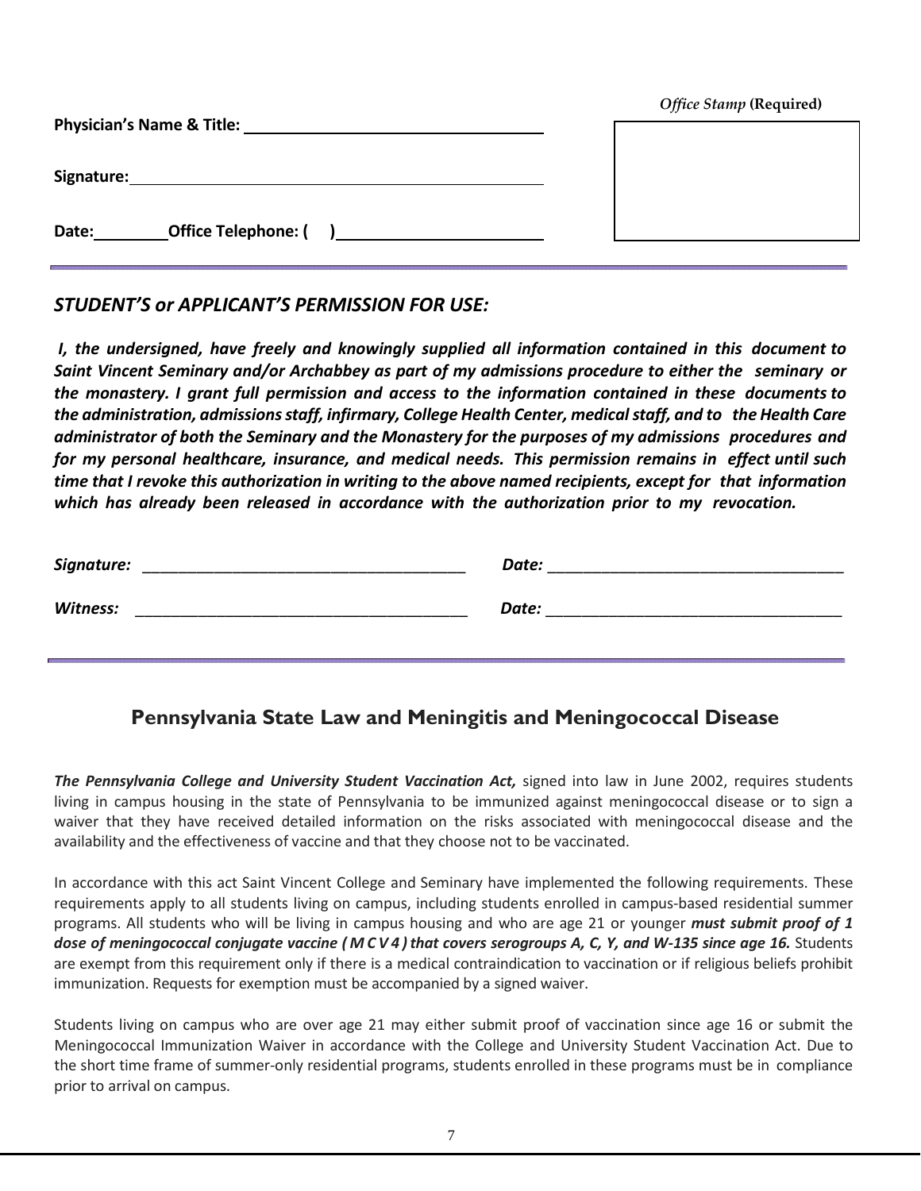*Office Stamp* **(Required)**

**Physician's Name & Title:** ______________________________

**Signature:** ______________________________

**Date:** ________ **Office Telephone: (    )** ______________________

---

## *STUDENT'S or APPLICANT'S PERMISSION FOR USE:*

***I, the undersigned, have freely and knowingly supplied all information contained in this document to Saint Vincent Seminary and/or Archabbey as part of my admissions procedure to either the seminary or the monastery. I grant full permission and access to the information contained in these documents to the administration, admissions staff, infirmary, College Health Center, medical staff, and to the Health Care administrator of both the Seminary and the Monastery for the purposes of my admissions procedures and for my personal healthcare, insurance, and medical needs. This permission remains in effect until such time that I revoke this authorization in writing to the above named recipients, except for that information which has already been released in accordance with the authorization prior to my revocation.***

***Signature:*** ____________________________________ ***Date:*** ________________________________

***Witness:*** ____________________________________ ***Date:*** ________________________________

---

## Pennsylvania State Law and Meningitis and Meningococcal Disease

***The Pennsylvania College and University Student Vaccination Act,*** signed into law in June 2002, requires students living in campus housing in the state of Pennsylvania to be immunized against meningococcal disease or to sign a waiver that they have received detailed information on the risks associated with meningococcal disease and the availability and the effectiveness of vaccine and that they choose not to be vaccinated.

In accordance with this act Saint Vincent College and Seminary have implemented the following requirements. These requirements apply to all students living on campus, including students enrolled in campus-based residential summer programs. All students who will be living in campus housing and who are age 21 or younger ***must submit proof of 1 dose of meningococcal conjugate vaccine ( M C V 4 ) that covers serogroups A, C, Y, and W-135 since age 16.*** Students are exempt from this requirement only if there is a medical contraindication to vaccination or if religious beliefs prohibit immunization. Requests for exemption must be accompanied by a signed waiver.

Students living on campus who are over age 21 may either submit proof of vaccination since age 16 or submit the Meningococcal Immunization Waiver in accordance with the College and University Student Vaccination Act. Due to the short time frame of summer-only residential programs, students enrolled in these programs must be in compliance prior to arrival on campus.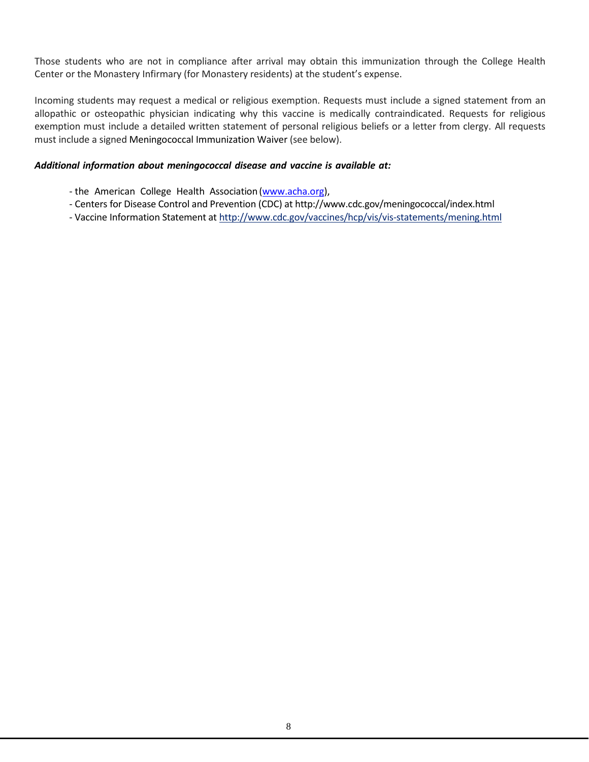Those students who are not in compliance after arrival may obtain this immunization through the College Health Center or the Monastery Infirmary (for Monastery residents) at the student's expense.

Incoming students may request a medical or religious exemption. Requests must include a signed statement from an allopathic or osteopathic physician indicating why this vaccine is medically contraindicated. Requests for religious exemption must include a detailed written statement of personal religious beliefs or a letter from clergy. All requests must include a signed Meningococcal Immunization Waiver (see below).

***Additional information about meningococcal disease and vaccine is available at:***

- the American College Health Association (www.acha.org),
- Centers for Disease Control and Prevention (CDC) at http://www.cdc.gov/meningococcal/index.html
- Vaccine Information Statement at http://www.cdc.gov/vaccines/hcp/vis/vis-statements/mening.html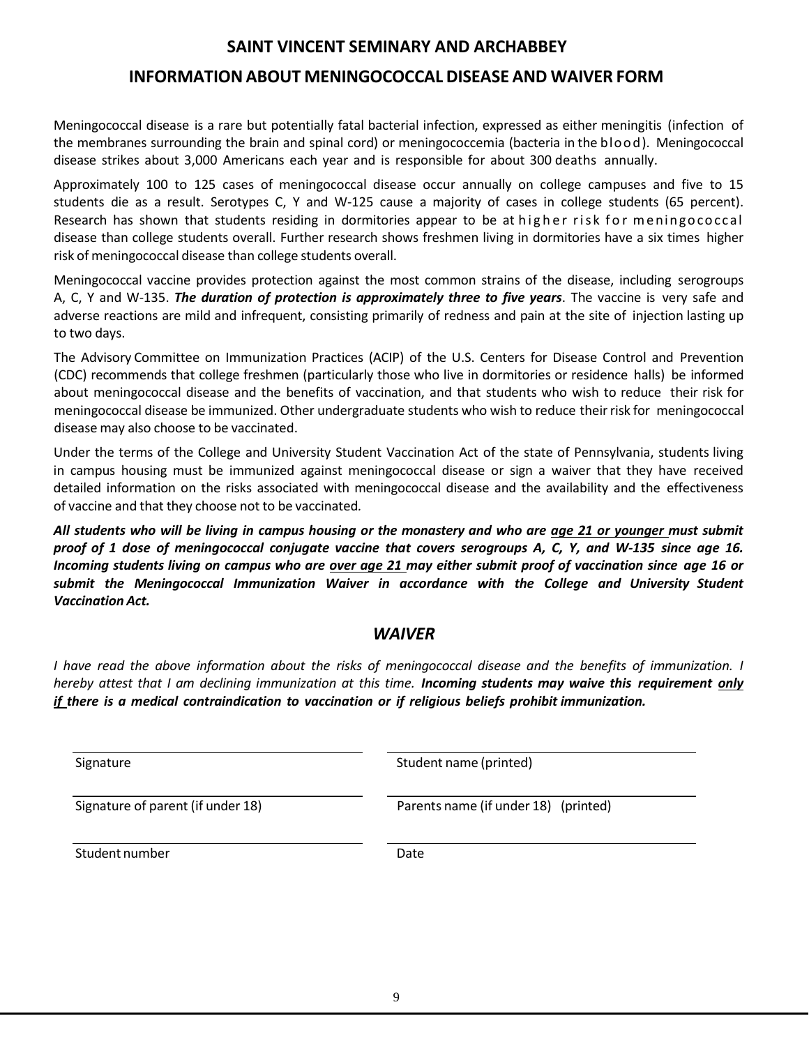# SAINT VINCENT SEMINARY AND ARCHABBEY

## INFORMATION ABOUT MENINGOCOCCAL DISEASE AND WAIVER FORM

Meningococcal disease is a rare but potentially fatal bacterial infection, expressed as either meningitis (infection of the membranes surrounding the brain and spinal cord) or meningococcemia (bacteria in the blood). Meningococcal disease strikes about 3,000 Americans each year and is responsible for about 300 deaths annually.

Approximately 100 to 125 cases of meningococcal disease occur annually on college campuses and five to 15 students die as a result. Serotypes C, Y and W-125 cause a majority of cases in college students (65 percent). Research has shown that students residing in dormitories appear to be at higher risk for meningococcal disease than college students overall. Further research shows freshmen living in dormitories have a six times higher risk of meningococcal disease than college students overall.

Meningococcal vaccine provides protection against the most common strains of the disease, including serogroups A, C, Y and W-135. ***The duration of protection is approximately three to five years***. The vaccine is very safe and adverse reactions are mild and infrequent, consisting primarily of redness and pain at the site of injection lasting up to two days.

The Advisory Committee on Immunization Practices (ACIP) of the U.S. Centers for Disease Control and Prevention (CDC) recommends that college freshmen (particularly those who live in dormitories or residence halls) be informed about meningococcal disease and the benefits of vaccination, and that students who wish to reduce their risk for meningococcal disease be immunized. Other undergraduate students who wish to reduce their risk for meningococcal disease may also choose to be vaccinated.

Under the terms of the College and University Student Vaccination Act of the state of Pennsylvania, students living in campus housing must be immunized against meningococcal disease or sign a waiver that they have received detailed information on the risks associated with meningococcal disease and the availability and the effectiveness of vaccine and that they choose not to be vaccinated.

***All students who will be living in campus housing or the monastery and who are <u>age 21 or younger</u> must submit proof of 1 dose of meningococcal conjugate vaccine that covers serogroups A, C, Y, and W-135 since age 16. Incoming students living on campus who are <u>over age 21</u> may either submit proof of vaccination since age 16 or submit the Meningococcal Immunization Waiver in accordance with the College and University Student Vaccination Act.***

## *WAIVER*

*I have read the above information about the risks of meningococcal disease and the benefits of immunization. I hereby attest that I am declining immunization at this time.* ***Incoming students may waive this requirement <u>only if</u> there is a medical contraindication to vaccination or if religious beliefs prohibit immunization.***

| | |
|---|---|
| Signature | Student name (printed) |
| Signature of parent (if under 18) | Parents name (if under 18) (printed) |
| Student number | Date |